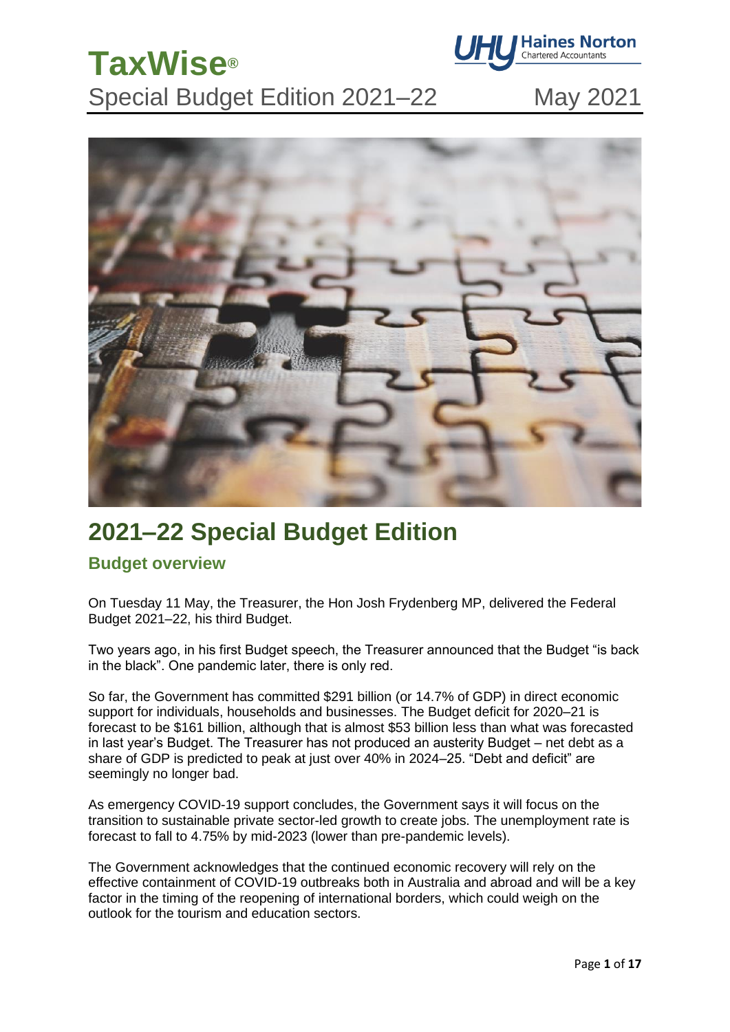# TaxWise®

Special Budget Edition 2021–22 May 2021

## 2021–22 Special Budget Edition

### Budget overview

On Tuesday 11 May, the Treasurer, the Hon Josh Frydenberg MP, delivered the Federal Budget 2021–22, his third Budget.

Two years ago, in his first Budget speech, the Treasurer announced that the Budget "is back in the black". One pandemic later, there is only red.

So far, the Government has committed $291 billion (or 14.7% of GDP) in direct economic support for individuals, households and businesses. The Budget deficit for 2020–21 is forecast to be $161 billion, although that is almost $53 billion less than what was forecasted in last year's Budget. The Treasurer has not produced an austerity Budget – net debt as a share of GDP is predicted to peak at just over 40% in 2024–25. "Debt and deficit" are seemingly no longer bad.

As emergency COVID-19 support concludes, the Government says it will focus on the transition to sustainable private sector-led growth to create jobs. The unemployment rate is forecast to fall to 4.75% by mid-2023 (lower than pre-pandemic levels).

The Government acknowledges that the continued economic recovery will rely on the effective containment of COVID-19 outbreaks both in Australia and abroad and will be a key factor in the timing of the reopening of international borders, which could weigh on the outlook for the tourism and education sectors.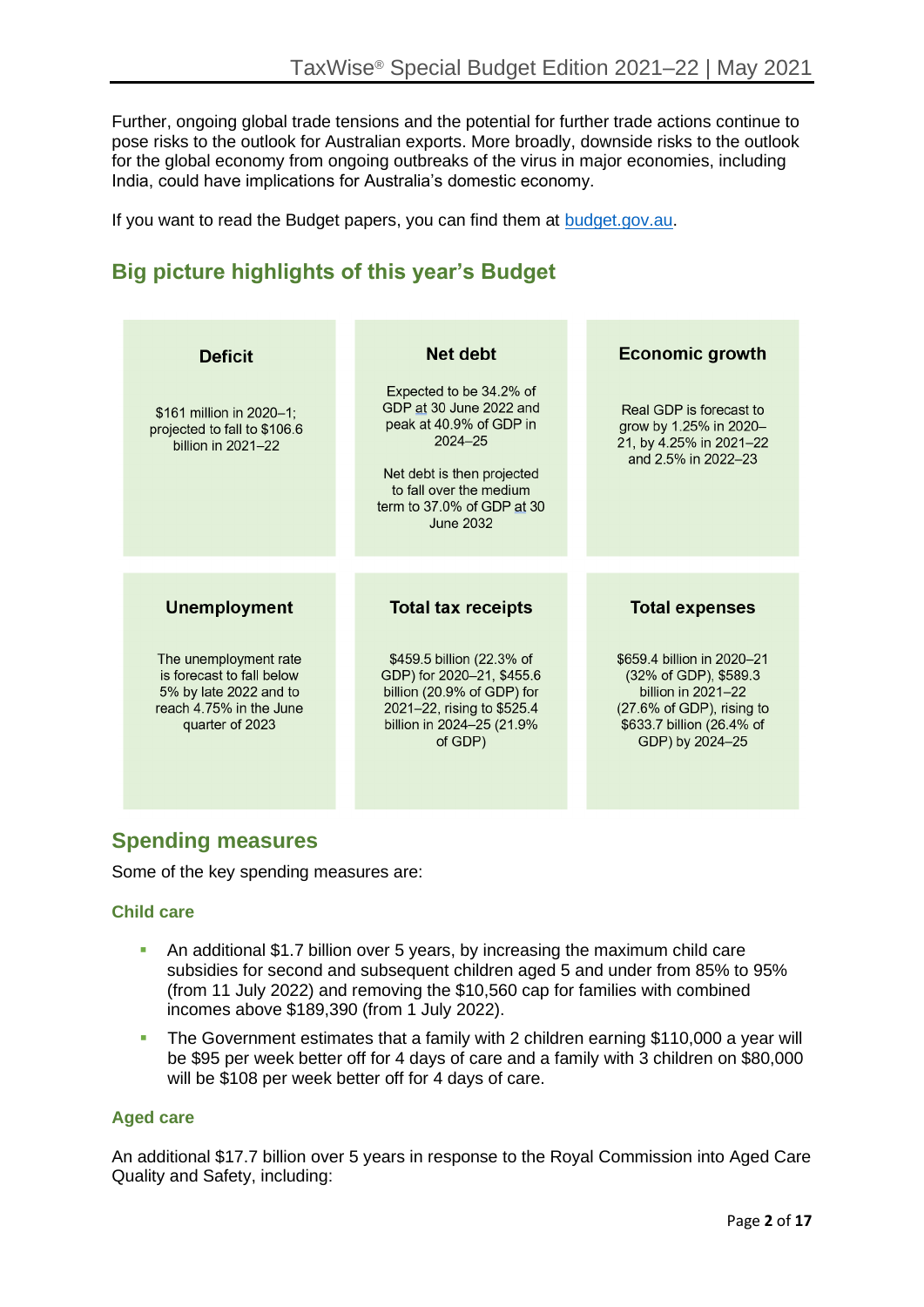Further, ongoing global trade tensions and the potential for further trade actions continue to pose risks to the outlook for Australian exports. More broadly, downside risks to the outlook for the global economy from ongoing outbreaks of the virus in major economies, including India, could have implications for Australia's domestic economy.

If you want to read the Budget papers, you can find them at [budget.gov.au](budget.gov.au).

## Big picture highlights of this year's Budget

| Deficit | Net debt | Economic growth |
|---|---|---|
| $161 million in 2020–1; projected to fall to $106.6 billion in 2021–22 | Expected to be 34.2% of GDP at 30 June 2022 and peak at 40.9% of GDP in 2024–25<br><br>Net debt is then projected to fall over the medium term to 37.0% of GDP at 30 June 2032 | Real GDP is forecast to grow by 1.25% in 2020–21, by 4.25% in 2021–22 and 2.5% in 2022–23 |
| **Unemployment** | **Total tax receipts** | **Total expenses** |
| The unemployment rate is forecast to fall below 5% by late 2022 and to reach 4.75% in the June quarter of 2023 | $459.5 billion (22.3% of GDP) for 2020–21, $455.6 billion (20.9% of GDP) for 2021–22, rising to $525.4 billion in 2024–25 (21.9% of GDP) | $659.4 billion in 2020–21 (32% of GDP), $589.3 billion in 2021–22 (27.6% of GDP), rising to $633.7 billion (26.4% of GDP) by 2024–25 |

## Spending measures

Some of the key spending measures are:

### Child care

- An additional $1.7 billion over 5 years, by increasing the maximum child care subsidies for second and subsequent children aged 5 and under from 85% to 95% (from 11 July 2022) and removing the $10,560 cap for families with combined incomes above $189,390 (from 1 July 2022).
- The Government estimates that a family with 2 children earning $110,000 a year will be $95 per week better off for 4 days of care and a family with 3 children on $80,000 will be $108 per week better off for 4 days of care.

### Aged care

An additional $17.7 billion over 5 years in response to the Royal Commission into Aged Care Quality and Safety, including: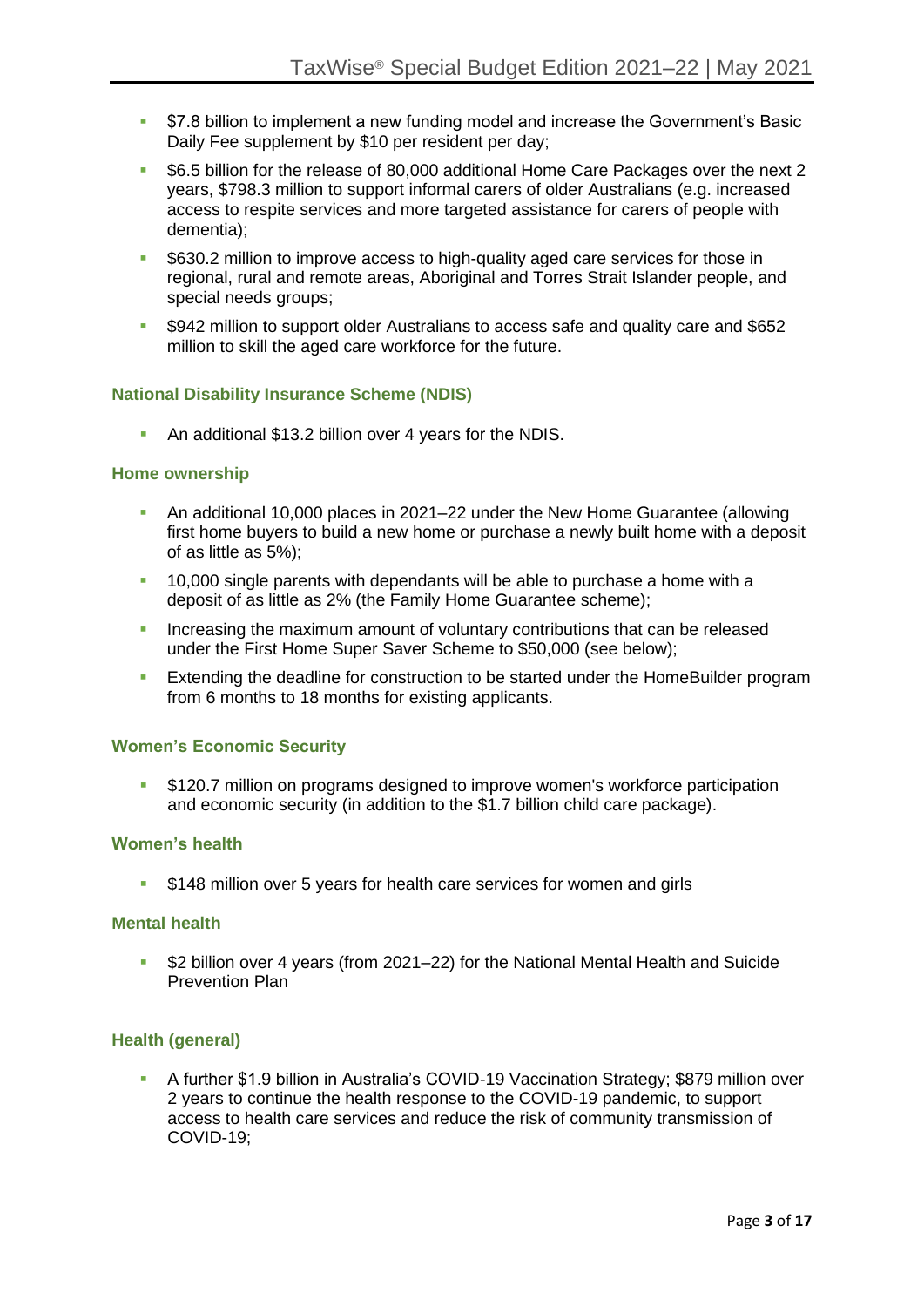- $7.8 billion to implement a new funding model and increase the Government's Basic Daily Fee supplement by $10 per resident per day;
- $6.5 billion for the release of 80,000 additional Home Care Packages over the next 2 years, $798.3 million to support informal carers of older Australians (e.g. increased access to respite services and more targeted assistance for carers of people with dementia);
- $630.2 million to improve access to high-quality aged care services for those in regional, rural and remote areas, Aboriginal and Torres Strait Islander people, and special needs groups;
- $942 million to support older Australians to access safe and quality care and $652 million to skill the aged care workforce for the future.

### National Disability Insurance Scheme (NDIS)

- An additional $13.2 billion over 4 years for the NDIS.

### Home ownership

- An additional 10,000 places in 2021–22 under the New Home Guarantee (allowing first home buyers to build a new home or purchase a newly built home with a deposit of as little as 5%);
- 10,000 single parents with dependants will be able to purchase a home with a deposit of as little as 2% (the Family Home Guarantee scheme);
- Increasing the maximum amount of voluntary contributions that can be released under the First Home Super Saver Scheme to $50,000 (see below);
- Extending the deadline for construction to be started under the HomeBuilder program from 6 months to 18 months for existing applicants.

### Women's Economic Security

- $120.7 million on programs designed to improve women's workforce participation and economic security (in addition to the $1.7 billion child care package).

### Women's health

- $148 million over 5 years for health care services for women and girls

### Mental health

- $2 billion over 4 years (from 2021–22) for the National Mental Health and Suicide Prevention Plan

### Health (general)

- A further $1.9 billion in Australia's COVID-19 Vaccination Strategy; $879 million over 2 years to continue the health response to the COVID-19 pandemic, to support access to health care services and reduce the risk of community transmission of COVID-19;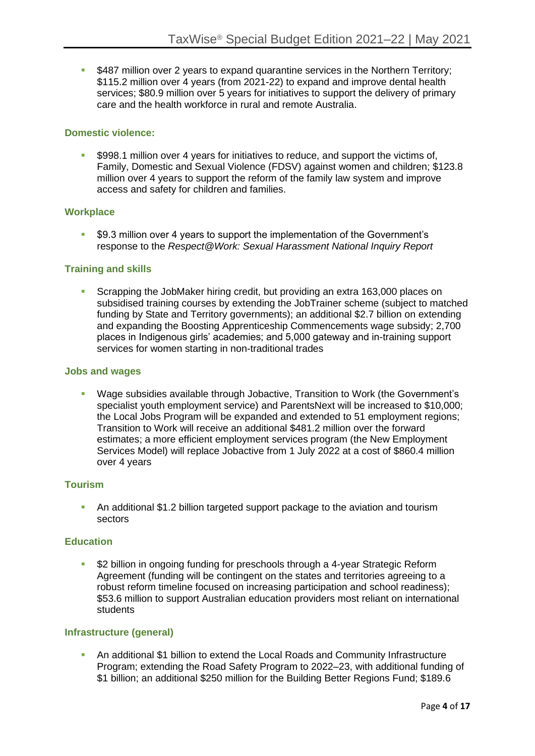- $487 million over 2 years to expand quarantine services in the Northern Territory; $115.2 million over 4 years (from 2021-22) to expand and improve dental health services; $80.9 million over 5 years for initiatives to support the delivery of primary care and the health workforce in rural and remote Australia.

### Domestic violence:

- $998.1 million over 4 years for initiatives to reduce, and support the victims of, Family, Domestic and Sexual Violence (FDSV) against women and children; $123.8 million over 4 years to support the reform of the family law system and improve access and safety for children and families.

### Workplace

- $9.3 million over 4 years to support the implementation of the Government's response to the *Respect@Work: Sexual Harassment National Inquiry Report*

### Training and skills

- Scrapping the JobMaker hiring credit, but providing an extra 163,000 places on subsidised training courses by extending the JobTrainer scheme (subject to matched funding by State and Territory governments); an additional $2.7 billion on extending and expanding the Boosting Apprenticeship Commencements wage subsidy; 2,700 places in Indigenous girls' academies; and 5,000 gateway and in-training support services for women starting in non-traditional trades

### Jobs and wages

- Wage subsidies available through Jobactive, Transition to Work (the Government's specialist youth employment service) and ParentsNext will be increased to $10,000; the Local Jobs Program will be expanded and extended to 51 employment regions; Transition to Work will receive an additional $481.2 million over the forward estimates; a more efficient employment services program (the New Employment Services Model) will replace Jobactive from 1 July 2022 at a cost of $860.4 million over 4 years

### Tourism

- An additional $1.2 billion targeted support package to the aviation and tourism sectors

### Education

- $2 billion in ongoing funding for preschools through a 4-year Strategic Reform Agreement (funding will be contingent on the states and territories agreeing to a robust reform timeline focused on increasing participation and school readiness); $53.6 million to support Australian education providers most reliant on international students

### Infrastructure (general)

- An additional $1 billion to extend the Local Roads and Community Infrastructure Program; extending the Road Safety Program to 2022–23, with additional funding of $1 billion; an additional $250 million for the Building Better Regions Fund; $189.6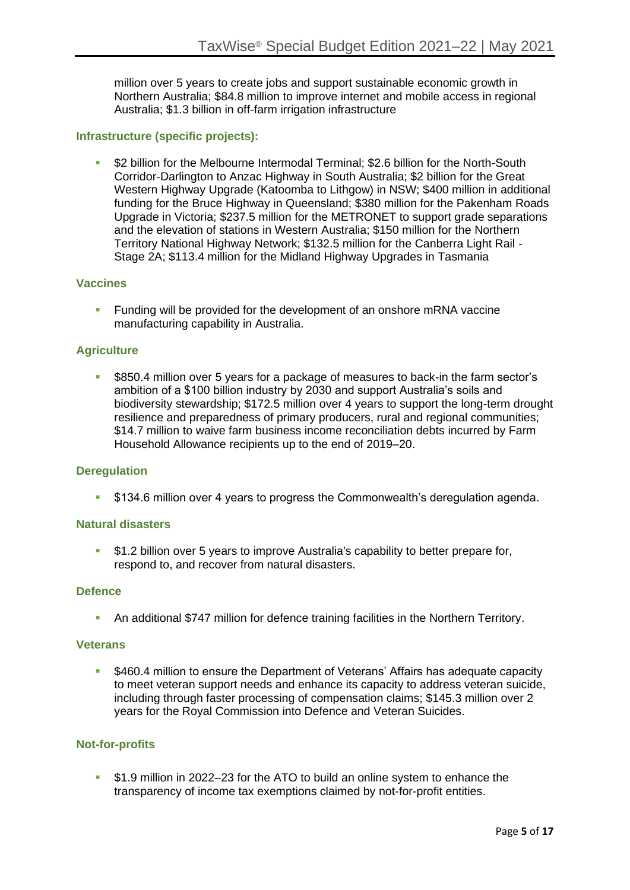million over 5 years to create jobs and support sustainable economic growth in Northern Australia; $84.8 million to improve internet and mobile access in regional Australia; $1.3 billion in off-farm irrigation infrastructure

### Infrastructure (specific projects):

- $2 billion for the Melbourne Intermodal Terminal; $2.6 billion for the North-South Corridor-Darlington to Anzac Highway in South Australia; $2 billion for the Great Western Highway Upgrade (Katoomba to Lithgow) in NSW; $400 million in additional funding for the Bruce Highway in Queensland; $380 million for the Pakenham Roads Upgrade in Victoria; $237.5 million for the METRONET to support grade separations and the elevation of stations in Western Australia; $150 million for the Northern Territory National Highway Network; $132.5 million for the Canberra Light Rail - Stage 2A; $113.4 million for the Midland Highway Upgrades in Tasmania

### Vaccines

- Funding will be provided for the development of an onshore mRNA vaccine manufacturing capability in Australia.

### Agriculture

- $850.4 million over 5 years for a package of measures to back-in the farm sector's ambition of a $100 billion industry by 2030 and support Australia's soils and biodiversity stewardship; $172.5 million over 4 years to support the long-term drought resilience and preparedness of primary producers, rural and regional communities; $14.7 million to waive farm business income reconciliation debts incurred by Farm Household Allowance recipients up to the end of 2019–20.

### Deregulation

- $134.6 million over 4 years to progress the Commonwealth's deregulation agenda.

### Natural disasters

- $1.2 billion over 5 years to improve Australia's capability to better prepare for, respond to, and recover from natural disasters.

### Defence

- An additional $747 million for defence training facilities in the Northern Territory.

### Veterans

- $460.4 million to ensure the Department of Veterans' Affairs has adequate capacity to meet veteran support needs and enhance its capacity to address veteran suicide, including through faster processing of compensation claims; $145.3 million over 2 years for the Royal Commission into Defence and Veteran Suicides.

### Not-for-profits

- $1.9 million in 2022–23 for the ATO to build an online system to enhance the transparency of income tax exemptions claimed by not-for-profit entities.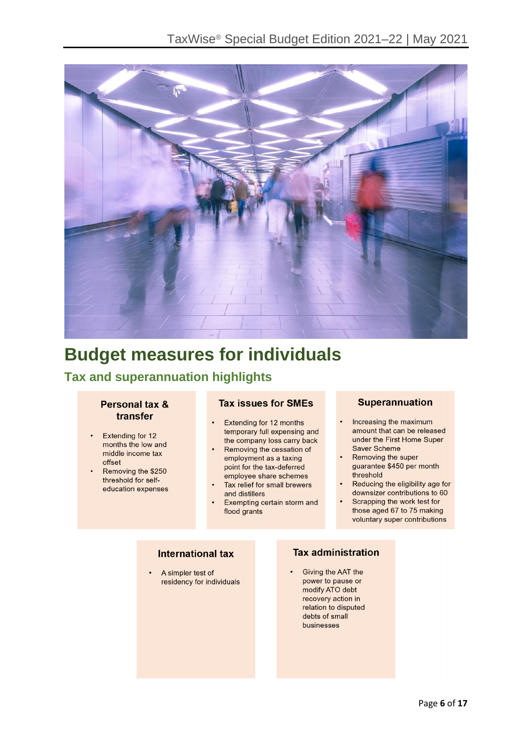# Budget measures for individuals

## Tax and superannuation highlights

### Personal tax & transfer

- Extending for 12 months the low and middle income tax offset
- Removing the $250 threshold for self-education expenses

### Tax issues for SMEs

- Extending for 12 months temporary full expensing and the company loss carry back
- Removing the cessation of employment as a taxing point for the tax-deferred employee share schemes
- Tax relief for small brewers and distillers
- Exempting certain storm and flood grants

### Superannuation

- Increasing the maximum amount that can be released under the First Home Super Saver Scheme
- Removing the super guarantee $450 per month threshold
- Reducing the eligibility age for downsizer contributions to 60
- Scrapping the work test for those aged 67 to 75 making voluntary super contributions

### International tax

- A simpler test of residency for individuals

### Tax administration

- Giving the AAT the power to pause or modify ATO debt recovery action in relation to disputed debts of small businesses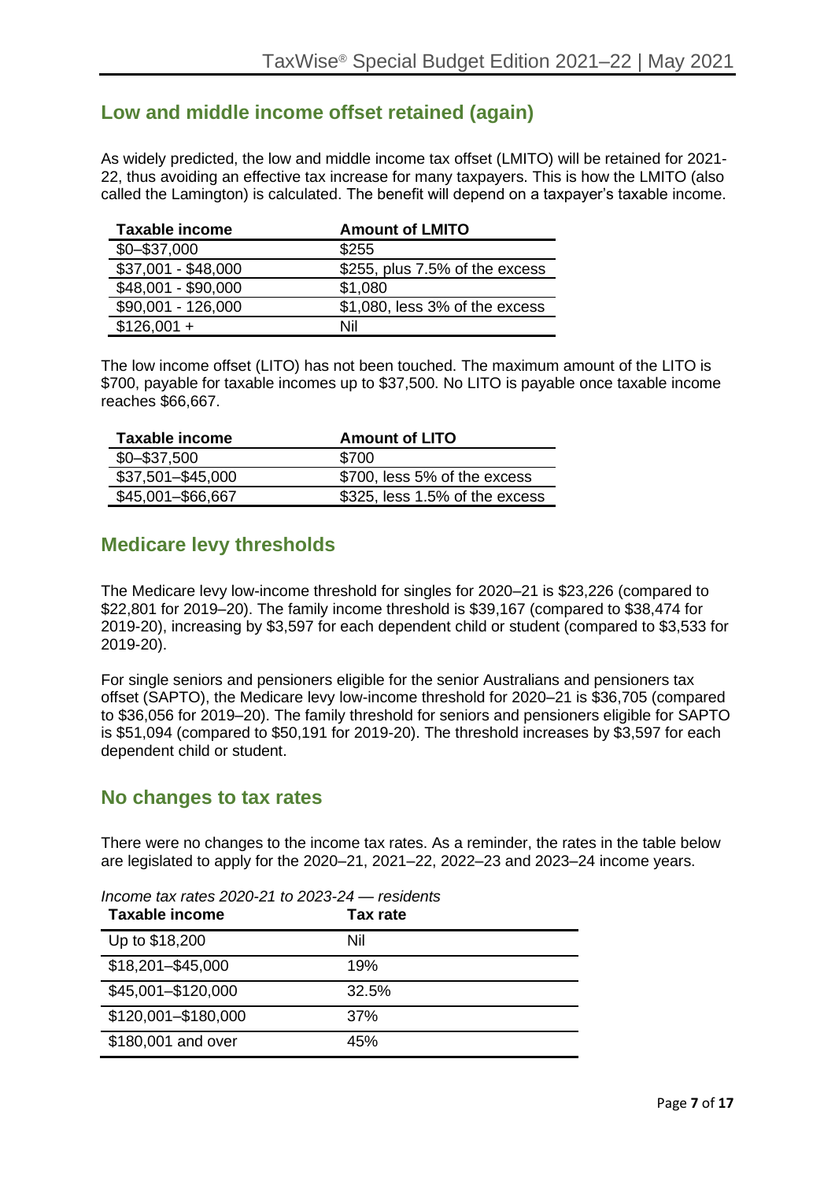## Low and middle income offset retained (again)

As widely predicted, the low and middle income tax offset (LMITO) will be retained for 2021-22, thus avoiding an effective tax increase for many taxpayers. This is how the LMITO (also called the Lamington) is calculated. The benefit will depend on a taxpayer's taxable income.

| Taxable income | Amount of LMITO |
|---|---|
| $0–$37,000 | $255 |
| $37,001 - $48,000 | $255, plus 7.5% of the excess |
| $48,001 - $90,000 | $1,080 |
| $90,001 - 126,000 | $1,080, less 3% of the excess |
| $126,001 + | Nil |

The low income offset (LITO) has not been touched. The maximum amount of the LITO is $700, payable for taxable incomes up to $37,500. No LITO is payable once taxable income reaches $66,667.

| Taxable income | Amount of LITO |
|---|---|
| $0–$37,500 | $700 |
| $37,501–$45,000 | $700, less 5% of the excess |
| $45,001–$66,667 | $325, less 1.5% of the excess |

## Medicare levy thresholds

The Medicare levy low-income threshold for singles for 2020–21 is $23,226 (compared to $22,801 for 2019–20). The family income threshold is $39,167 (compared to $38,474 for 2019-20), increasing by $3,597 for each dependent child or student (compared to $3,533 for 2019-20).

For single seniors and pensioners eligible for the senior Australians and pensioners tax offset (SAPTO), the Medicare levy low-income threshold for 2020–21 is $36,705 (compared to $36,056 for 2019–20). The family threshold for seniors and pensioners eligible for SAPTO is $51,094 (compared to $50,191 for 2019-20). The threshold increases by $3,597 for each dependent child or student.

## No changes to tax rates

There were no changes to the income tax rates. As a reminder, the rates in the table below are legislated to apply for the 2020–21, 2021–22, 2022–23 and 2023–24 income years.

*Income tax rates 2020-21 to 2023-24 — residents*

| Taxable income | Tax rate |
|---|---|
| Up to $18,200 | Nil |
| $18,201–$45,000 | 19% |
| $45,001–$120,000 | 32.5% |
| $120,001–$180,000 | 37% |
| $180,001 and over | 45% |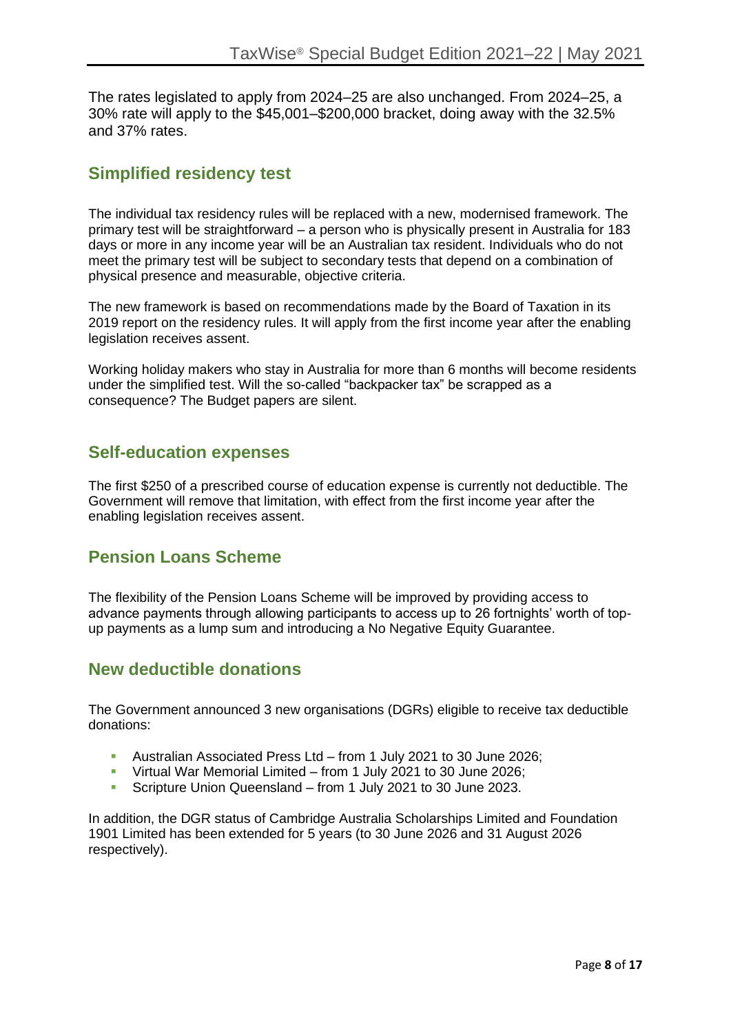The rates legislated to apply from 2024–25 are also unchanged. From 2024–25, a 30% rate will apply to the $45,001–$200,000 bracket, doing away with the 32.5% and 37% rates.

## Simplified residency test

The individual tax residency rules will be replaced with a new, modernised framework. The primary test will be straightforward – a person who is physically present in Australia for 183 days or more in any income year will be an Australian tax resident. Individuals who do not meet the primary test will be subject to secondary tests that depend on a combination of physical presence and measurable, objective criteria.

The new framework is based on recommendations made by the Board of Taxation in its 2019 report on the residency rules. It will apply from the first income year after the enabling legislation receives assent.

Working holiday makers who stay in Australia for more than 6 months will become residents under the simplified test. Will the so-called "backpacker tax" be scrapped as a consequence? The Budget papers are silent.

## Self-education expenses

The first $250 of a prescribed course of education expense is currently not deductible. The Government will remove that limitation, with effect from the first income year after the enabling legislation receives assent.

## Pension Loans Scheme

The flexibility of the Pension Loans Scheme will be improved by providing access to advance payments through allowing participants to access up to 26 fortnights' worth of top-up payments as a lump sum and introducing a No Negative Equity Guarantee.

## New deductible donations

The Government announced 3 new organisations (DGRs) eligible to receive tax deductible donations:

- Australian Associated Press Ltd – from 1 July 2021 to 30 June 2026;
- Virtual War Memorial Limited – from 1 July 2021 to 30 June 2026;
- Scripture Union Queensland – from 1 July 2021 to 30 June 2023.

In addition, the DGR status of Cambridge Australia Scholarships Limited and Foundation 1901 Limited has been extended for 5 years (to 30 June 2026 and 31 August 2026 respectively).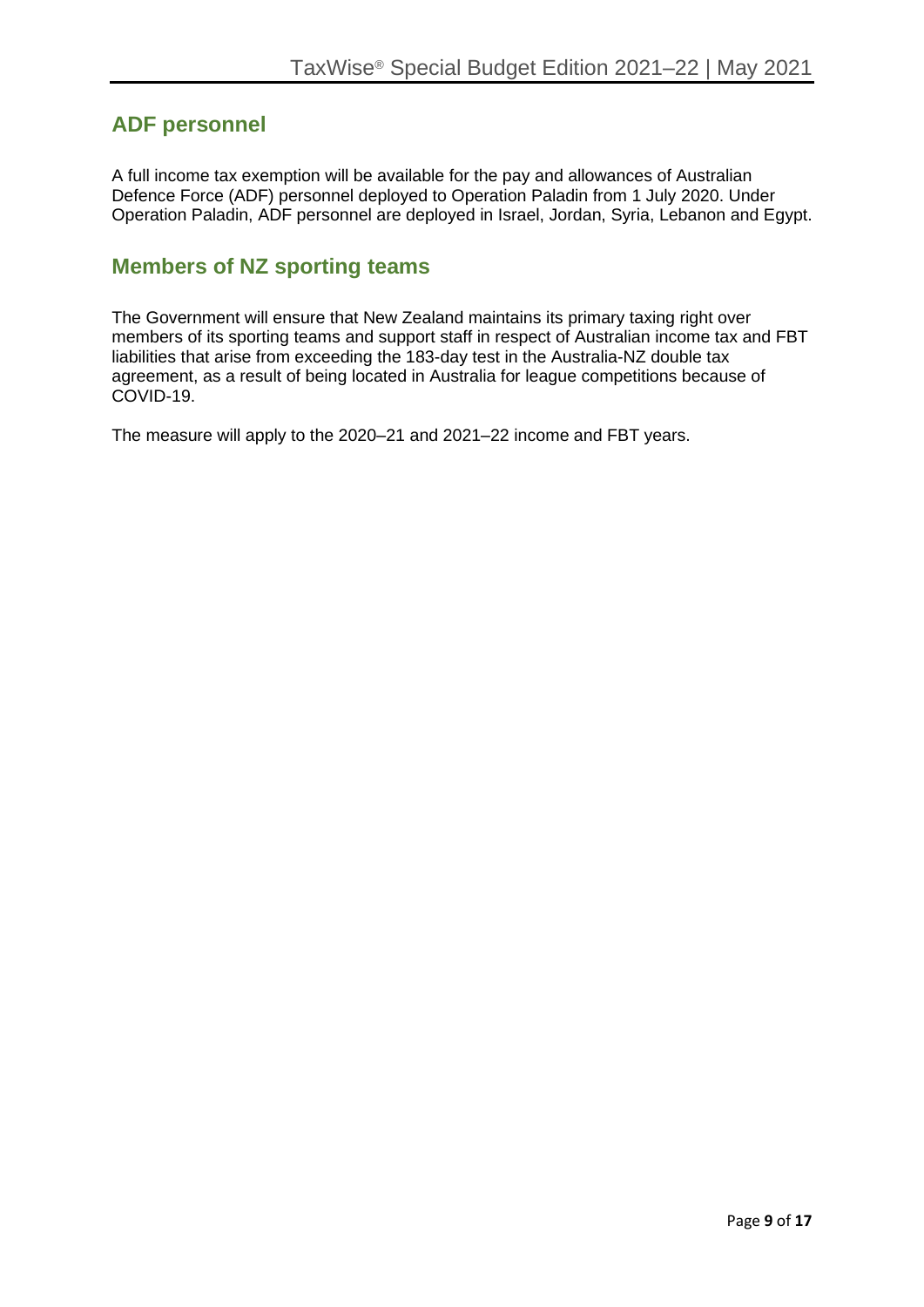## ADF personnel

A full income tax exemption will be available for the pay and allowances of Australian Defence Force (ADF) personnel deployed to Operation Paladin from 1 July 2020. Under Operation Paladin, ADF personnel are deployed in Israel, Jordan, Syria, Lebanon and Egypt.

## Members of NZ sporting teams

The Government will ensure that New Zealand maintains its primary taxing right over members of its sporting teams and support staff in respect of Australian income tax and FBT liabilities that arise from exceeding the 183-day test in the Australia-NZ double tax agreement, as a result of being located in Australia for league competitions because of COVID-19.

The measure will apply to the 2020–21 and 2021–22 income and FBT years.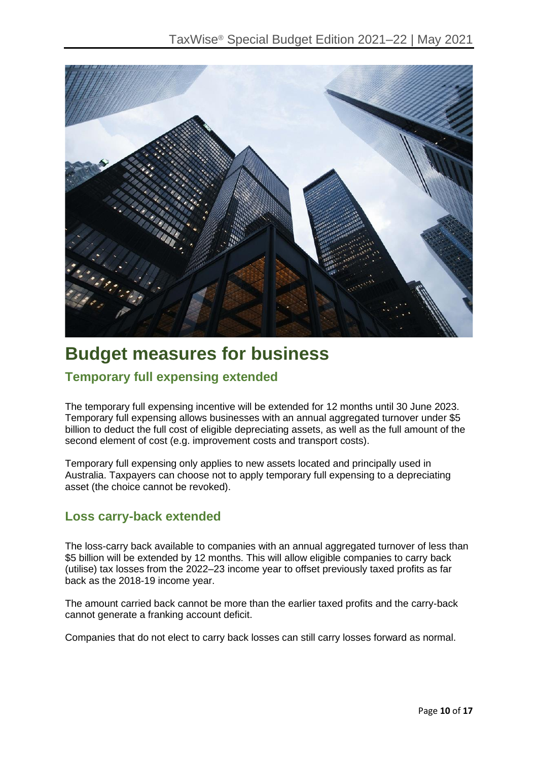# Budget measures for business

## Temporary full expensing extended

The temporary full expensing incentive will be extended for 12 months until 30 June 2023. Temporary full expensing allows businesses with an annual aggregated turnover under $5 billion to deduct the full cost of eligible depreciating assets, as well as the full amount of the second element of cost (e.g. improvement costs and transport costs).

Temporary full expensing only applies to new assets located and principally used in Australia. Taxpayers can choose not to apply temporary full expensing to a depreciating asset (the choice cannot be revoked).

## Loss carry-back extended

The loss-carry back available to companies with an annual aggregated turnover of less than $5 billion will be extended by 12 months. This will allow eligible companies to carry back (utilise) tax losses from the 2022–23 income year to offset previously taxed profits as far back as the 2018-19 income year.

The amount carried back cannot be more than the earlier taxed profits and the carry-back cannot generate a franking account deficit.

Companies that do not elect to carry back losses can still carry losses forward as normal.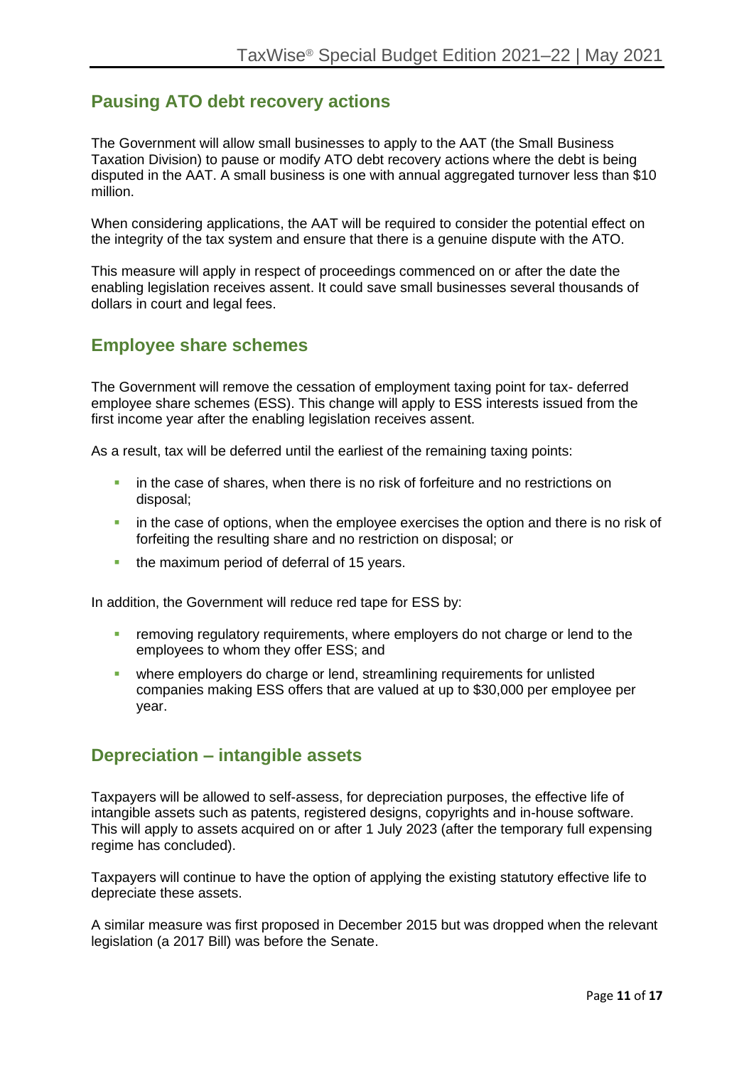## Pausing ATO debt recovery actions

The Government will allow small businesses to apply to the AAT (the Small Business Taxation Division) to pause or modify ATO debt recovery actions where the debt is being disputed in the AAT. A small business is one with annual aggregated turnover less than $10 million.

When considering applications, the AAT will be required to consider the potential effect on the integrity of the tax system and ensure that there is a genuine dispute with the ATO.

This measure will apply in respect of proceedings commenced on or after the date the enabling legislation receives assent. It could save small businesses several thousands of dollars in court and legal fees.

## Employee share schemes

The Government will remove the cessation of employment taxing point for tax- deferred employee share schemes (ESS). This change will apply to ESS interests issued from the first income year after the enabling legislation receives assent.

As a result, tax will be deferred until the earliest of the remaining taxing points:

- in the case of shares, when there is no risk of forfeiture and no restrictions on disposal;
- in the case of options, when the employee exercises the option and there is no risk of forfeiting the resulting share and no restriction on disposal; or
- the maximum period of deferral of 15 years.

In addition, the Government will reduce red tape for ESS by:

- removing regulatory requirements, where employers do not charge or lend to the employees to whom they offer ESS; and
- where employers do charge or lend, streamlining requirements for unlisted companies making ESS offers that are valued at up to $30,000 per employee per year.

## Depreciation – intangible assets

Taxpayers will be allowed to self-assess, for depreciation purposes, the effective life of intangible assets such as patents, registered designs, copyrights and in-house software. This will apply to assets acquired on or after 1 July 2023 (after the temporary full expensing regime has concluded).

Taxpayers will continue to have the option of applying the existing statutory effective life to depreciate these assets.

A similar measure was first proposed in December 2015 but was dropped when the relevant legislation (a 2017 Bill) was before the Senate.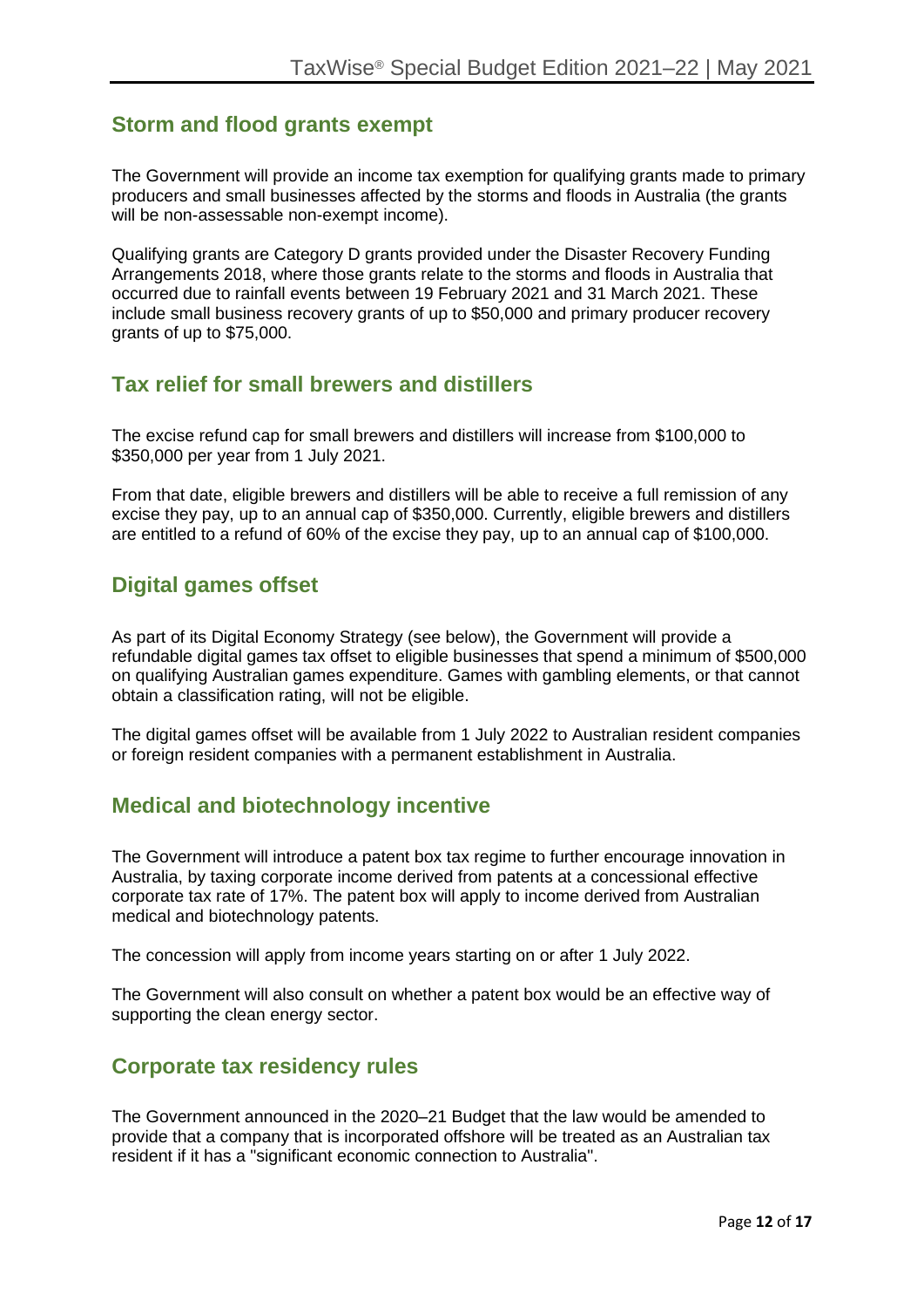## Storm and flood grants exempt

The Government will provide an income tax exemption for qualifying grants made to primary producers and small businesses affected by the storms and floods in Australia (the grants will be non-assessable non-exempt income).

Qualifying grants are Category D grants provided under the Disaster Recovery Funding Arrangements 2018, where those grants relate to the storms and floods in Australia that occurred due to rainfall events between 19 February 2021 and 31 March 2021. These include small business recovery grants of up to $50,000 and primary producer recovery grants of up to $75,000.

## Tax relief for small brewers and distillers

The excise refund cap for small brewers and distillers will increase from $100,000 to $350,000 per year from 1 July 2021.

From that date, eligible brewers and distillers will be able to receive a full remission of any excise they pay, up to an annual cap of $350,000. Currently, eligible brewers and distillers are entitled to a refund of 60% of the excise they pay, up to an annual cap of $100,000.

## Digital games offset

As part of its Digital Economy Strategy (see below), the Government will provide a refundable digital games tax offset to eligible businesses that spend a minimum of $500,000 on qualifying Australian games expenditure. Games with gambling elements, or that cannot obtain a classification rating, will not be eligible.

The digital games offset will be available from 1 July 2022 to Australian resident companies or foreign resident companies with a permanent establishment in Australia.

## Medical and biotechnology incentive

The Government will introduce a patent box tax regime to further encourage innovation in Australia, by taxing corporate income derived from patents at a concessional effective corporate tax rate of 17%. The patent box will apply to income derived from Australian medical and biotechnology patents.

The concession will apply from income years starting on or after 1 July 2022.

The Government will also consult on whether a patent box would be an effective way of supporting the clean energy sector.

## Corporate tax residency rules

The Government announced in the 2020–21 Budget that the law would be amended to provide that a company that is incorporated offshore will be treated as an Australian tax resident if it has a "significant economic connection to Australia".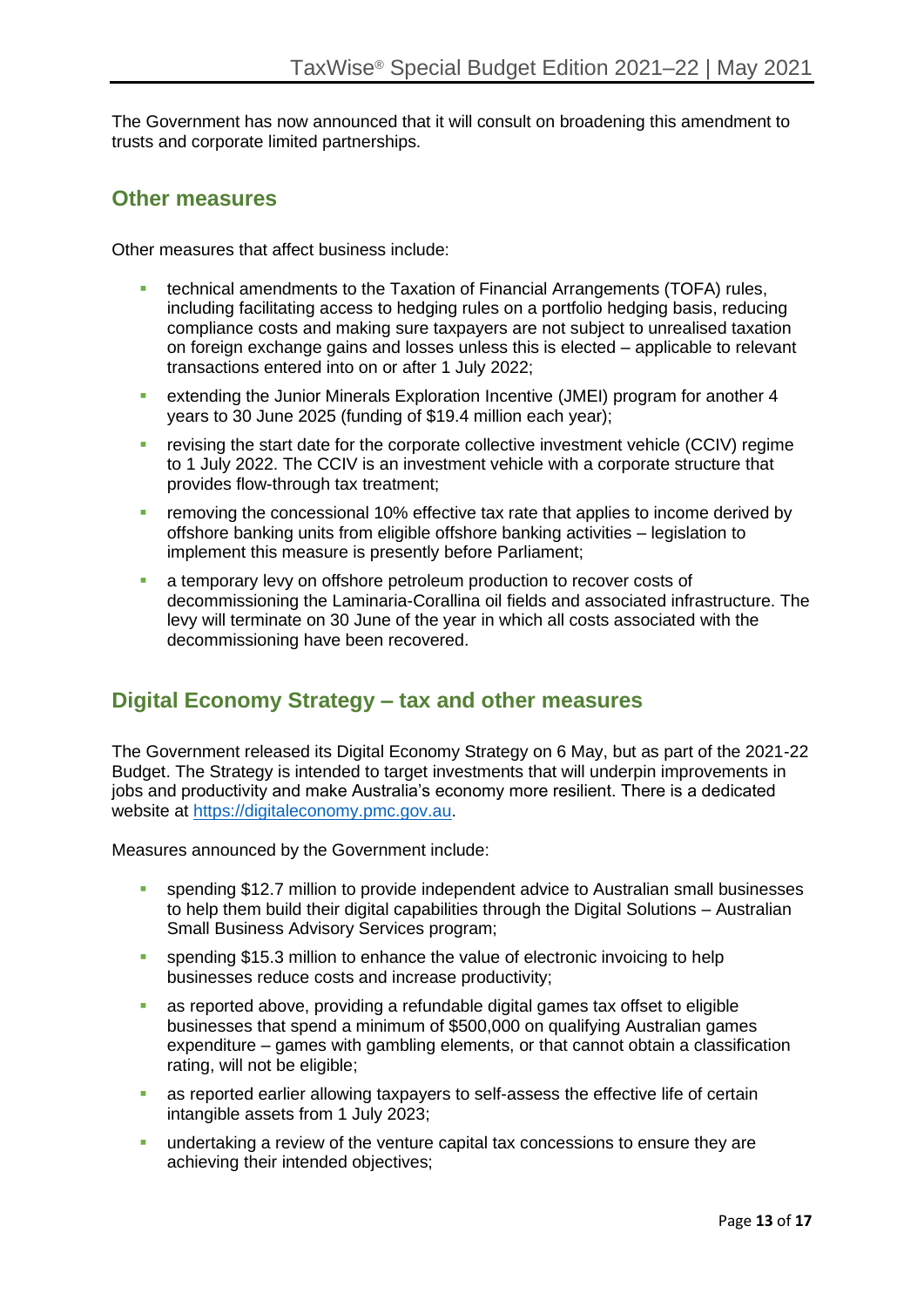The Government has now announced that it will consult on broadening this amendment to trusts and corporate limited partnerships.

## Other measures

Other measures that affect business include:

- technical amendments to the Taxation of Financial Arrangements (TOFA) rules, including facilitating access to hedging rules on a portfolio hedging basis, reducing compliance costs and making sure taxpayers are not subject to unrealised taxation on foreign exchange gains and losses unless this is elected – applicable to relevant transactions entered into on or after 1 July 2022;
- extending the Junior Minerals Exploration Incentive (JMEI) program for another 4 years to 30 June 2025 (funding of $19.4 million each year);
- revising the start date for the corporate collective investment vehicle (CCIV) regime to 1 July 2022. The CCIV is an investment vehicle with a corporate structure that provides flow-through tax treatment;
- removing the concessional 10% effective tax rate that applies to income derived by offshore banking units from eligible offshore banking activities – legislation to implement this measure is presently before Parliament;
- a temporary levy on offshore petroleum production to recover costs of decommissioning the Laminaria-Corallina oil fields and associated infrastructure. The levy will terminate on 30 June of the year in which all costs associated with the decommissioning have been recovered.

## Digital Economy Strategy – tax and other measures

The Government released its Digital Economy Strategy on 6 May, but as part of the 2021-22 Budget. The Strategy is intended to target investments that will underpin improvements in jobs and productivity and make Australia's economy more resilient. There is a dedicated website at [https://digitaleconomy.pmc.gov.au](https://digitaleconomy.pmc.gov.au).

Measures announced by the Government include:

- spending $12.7 million to provide independent advice to Australian small businesses to help them build their digital capabilities through the Digital Solutions – Australian Small Business Advisory Services program;
- spending $15.3 million to enhance the value of electronic invoicing to help businesses reduce costs and increase productivity;
- as reported above, providing a refundable digital games tax offset to eligible businesses that spend a minimum of $500,000 on qualifying Australian games expenditure – games with gambling elements, or that cannot obtain a classification rating, will not be eligible;
- as reported earlier allowing taxpayers to self-assess the effective life of certain intangible assets from 1 July 2023;
- undertaking a review of the venture capital tax concessions to ensure they are achieving their intended objectives;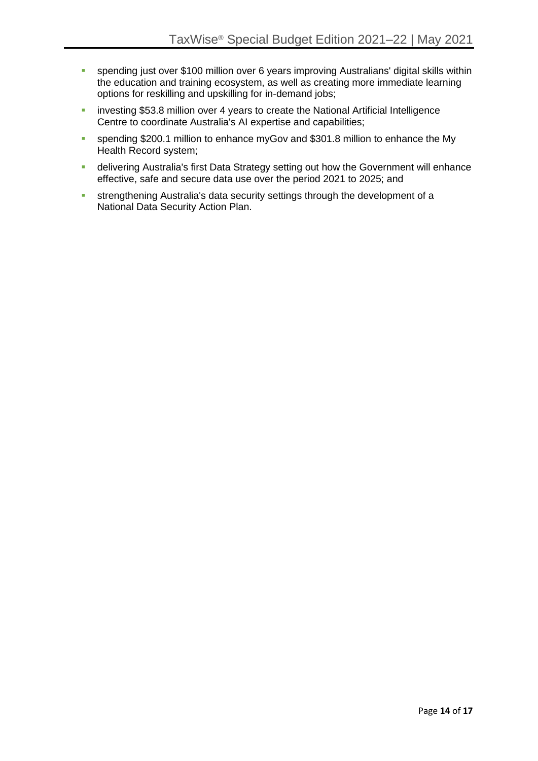- spending just over \$100 million over 6 years improving Australians' digital skills within the education and training ecosystem, as well as creating more immediate learning options for reskilling and upskilling for in-demand jobs;
- investing \$53.8 million over 4 years to create the National Artificial Intelligence Centre to coordinate Australia's AI expertise and capabilities;
- spending \$200.1 million to enhance myGov and \$301.8 million to enhance the My Health Record system;
- delivering Australia's first Data Strategy setting out how the Government will enhance effective, safe and secure data use over the period 2021 to 2025; and
- strengthening Australia's data security settings through the development of a National Data Security Action Plan.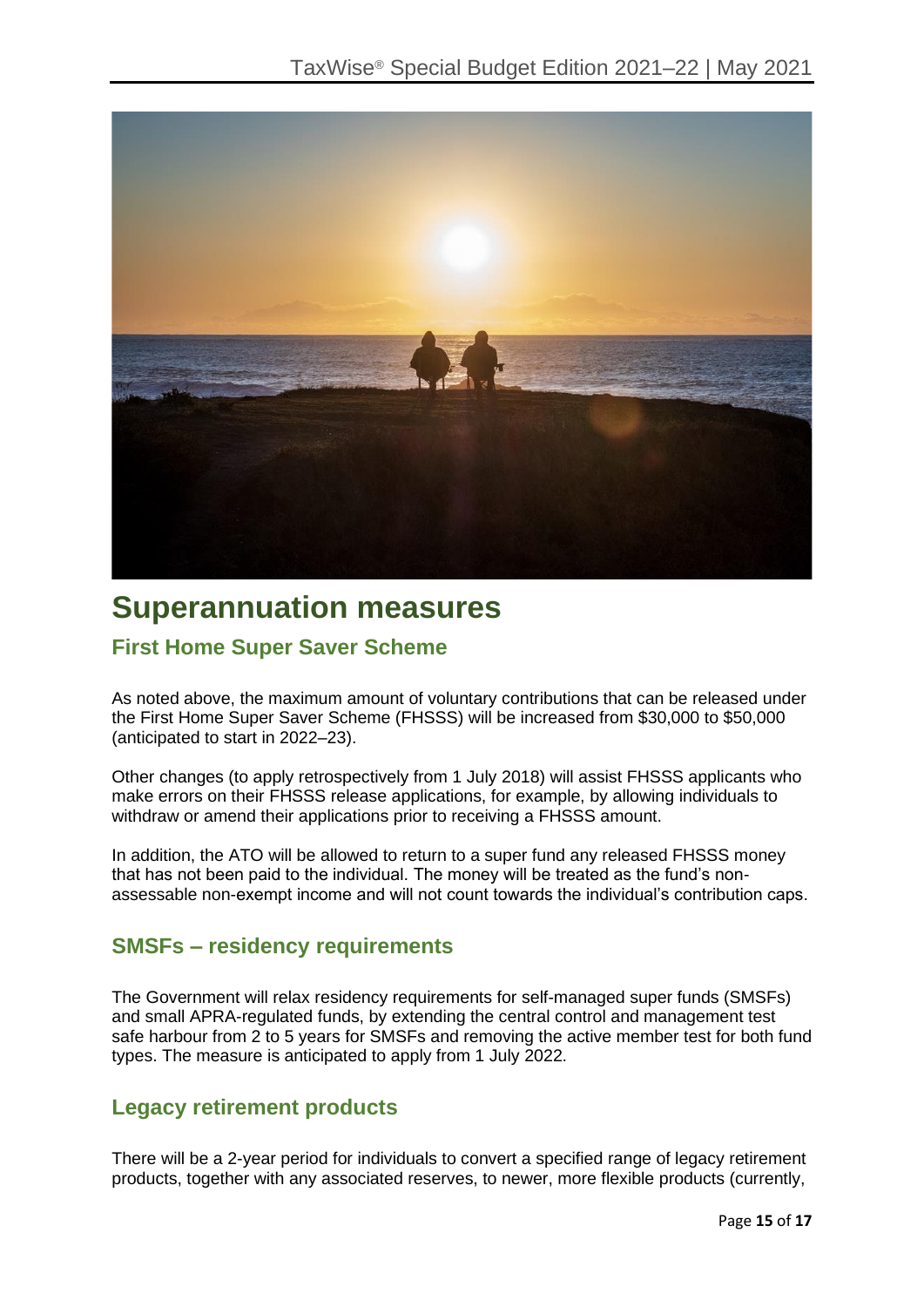# Superannuation measures

## First Home Super Saver Scheme

As noted above, the maximum amount of voluntary contributions that can be released under the First Home Super Saver Scheme (FHSSS) will be increased from $30,000 to $50,000 (anticipated to start in 2022–23).

Other changes (to apply retrospectively from 1 July 2018) will assist FHSSS applicants who make errors on their FHSSS release applications, for example, by allowing individuals to withdraw or amend their applications prior to receiving a FHSSS amount.

In addition, the ATO will be allowed to return to a super fund any released FHSSS money that has not been paid to the individual. The money will be treated as the fund's non-assessable non-exempt income and will not count towards the individual's contribution caps.

## SMSFs – residency requirements

The Government will relax residency requirements for self-managed super funds (SMSFs) and small APRA-regulated funds, by extending the central control and management test safe harbour from 2 to 5 years for SMSFs and removing the active member test for both fund types. The measure is anticipated to apply from 1 July 2022.

## Legacy retirement products

There will be a 2-year period for individuals to convert a specified range of legacy retirement products, together with any associated reserves, to newer, more flexible products (currently,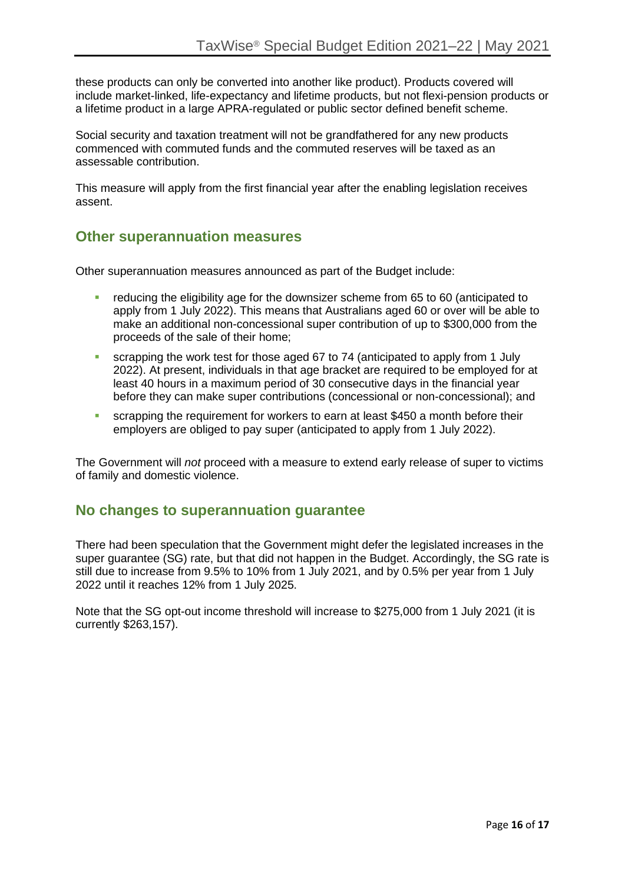these products can only be converted into another like product). Products covered will include market-linked, life-expectancy and lifetime products, but not flexi-pension products or a lifetime product in a large APRA-regulated or public sector defined benefit scheme.

Social security and taxation treatment will not be grandfathered for any new products commenced with commuted funds and the commuted reserves will be taxed as an assessable contribution.

This measure will apply from the first financial year after the enabling legislation receives assent.

## Other superannuation measures

Other superannuation measures announced as part of the Budget include:

- reducing the eligibility age for the downsizer scheme from 65 to 60 (anticipated to apply from 1 July 2022). This means that Australians aged 60 or over will be able to make an additional non-concessional super contribution of up to $300,000 from the proceeds of the sale of their home;
- scrapping the work test for those aged 67 to 74 (anticipated to apply from 1 July 2022). At present, individuals in that age bracket are required to be employed for at least 40 hours in a maximum period of 30 consecutive days in the financial year before they can make super contributions (concessional or non-concessional); and
- scrapping the requirement for workers to earn at least $450 a month before their employers are obliged to pay super (anticipated to apply from 1 July 2022).

The Government will *not* proceed with a measure to extend early release of super to victims of family and domestic violence.

## No changes to superannuation guarantee

There had been speculation that the Government might defer the legislated increases in the super guarantee (SG) rate, but that did not happen in the Budget. Accordingly, the SG rate is still due to increase from 9.5% to 10% from 1 July 2021, and by 0.5% per year from 1 July 2022 until it reaches 12% from 1 July 2025.

Note that the SG opt-out income threshold will increase to $275,000 from 1 July 2021 (it is currently $263,157).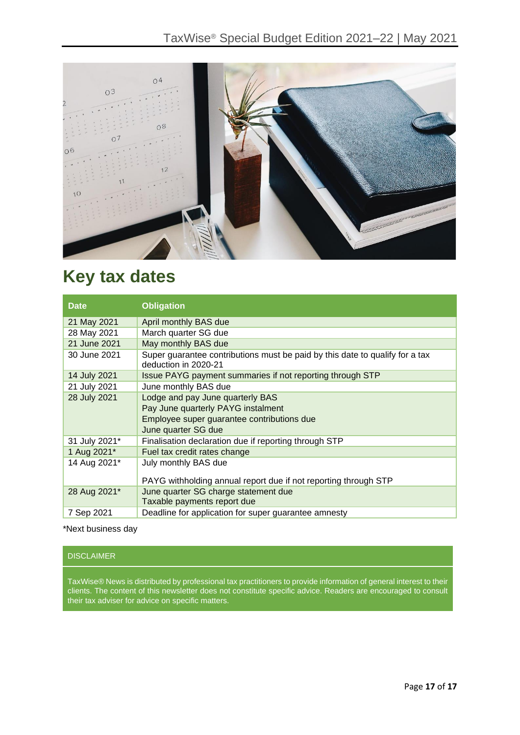# Key tax dates

| Date | Obligation |
|---|---|
| 21 May 2021 | April monthly BAS due |
| 28 May 2021 | March quarter SG due |
| 21 June 2021 | May monthly BAS due |
| 30 June 2021 | Super guarantee contributions must be paid by this date to qualify for a tax deduction in 2020-21 |
| 14 July 2021 | Issue PAYG payment summaries if not reporting through STP |
| 21 July 2021 | June monthly BAS due |
| 28 July 2021 | Lodge and pay June quarterly BAS<br>Pay June quarterly PAYG instalment<br>Employee super guarantee contributions due<br>June quarter SG due |
| 31 July 2021* | Finalisation declaration due if reporting through STP |
| 1 Aug 2021* | Fuel tax credit rates change |
| 14 Aug 2021* | July monthly BAS due<br><br>PAYG withholding annual report due if not reporting through STP |
| 28 Aug 2021* | June quarter SG charge statement due<br>Taxable payments report due |
| 7 Sep 2021 | Deadline for application for super guarantee amnesty |

*Next business day

DISCLAIMER

TaxWise® News is distributed by professional tax practitioners to provide information of general interest to their clients. The content of this newsletter does not constitute specific advice. Readers are encouraged to consult their tax adviser for advice on specific matters.